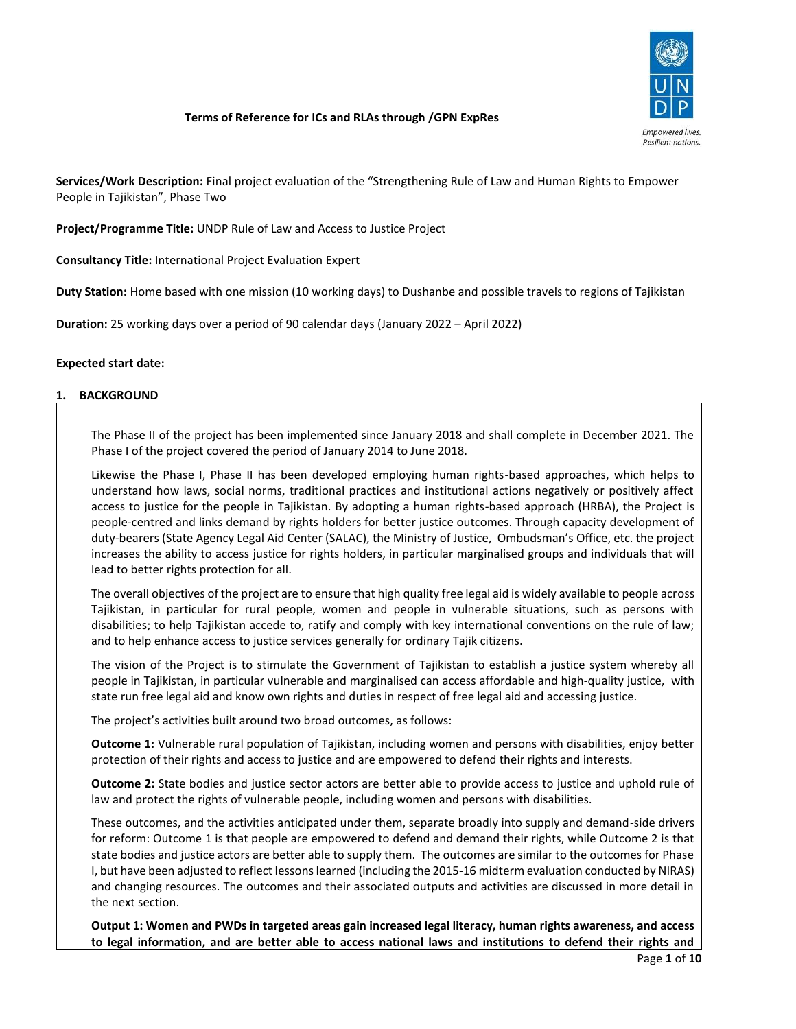**Terms of Reference for ICs and RLAs through /GPN ExpRes**

**Services/Work Description:** Final project evaluation of the "Strengthening Rule of Law and Human Rights to Empower People in Tajikistan", Phase Two

**Project/Programme Title:** UNDP Rule of Law and Access to Justice Project

**Consultancy Title:** International Project Evaluation Expert

**Duty Station:** Home based with one mission (10 working days) to Dushanbe and possible travels to regions of Tajikistan

**Duration:** 25 working days over a period of 90 calendar days (January 2022 – April 2022)

**Expected start date:**

## 1. BACKGROUND

The Phase II of the project has been implemented since January 2018 and shall complete in December 2021. The Phase I of the project covered the period of January 2014 to June 2018.

Likewise the Phase I, Phase II has been developed employing human rights-based approaches, which helps to understand how laws, social norms, traditional practices and institutional actions negatively or positively affect access to justice for the people in Tajikistan. By adopting a human rights-based approach (HRBA), the Project is people-centred and links demand by rights holders for better justice outcomes. Through capacity development of duty-bearers (State Agency Legal Aid Center (SALAC), the Ministry of Justice, Ombudsman's Office, etc. the project increases the ability to access justice for rights holders, in particular marginalised groups and individuals that will lead to better rights protection for all.

The overall objectives of the project are to ensure that high quality free legal aid is widely available to people across Tajikistan, in particular for rural people, women and people in vulnerable situations, such as persons with disabilities; to help Tajikistan accede to, ratify and comply with key international conventions on the rule of law; and to help enhance access to justice services generally for ordinary Tajik citizens.

The vision of the Project is to stimulate the Government of Tajikistan to establish a justice system whereby all people in Tajikistan, in particular vulnerable and marginalised can access affordable and high-quality justice, with state run free legal aid and know own rights and duties in respect of free legal aid and accessing justice.

The project's activities built around two broad outcomes, as follows:

**Outcome 1:** Vulnerable rural population of Tajikistan, including women and persons with disabilities, enjoy better protection of their rights and access to justice and are empowered to defend their rights and interests.

**Outcome 2:** State bodies and justice sector actors are better able to provide access to justice and uphold rule of law and protect the rights of vulnerable people, including women and persons with disabilities.

These outcomes, and the activities anticipated under them, separate broadly into supply and demand-side drivers for reform: Outcome 1 is that people are empowered to defend and demand their rights, while Outcome 2 is that state bodies and justice actors are better able to supply them. The outcomes are similar to the outcomes for Phase I, but have been adjusted to reflect lessons learned (including the 2015-16 midterm evaluation conducted by NIRAS) and changing resources. The outcomes and their associated outputs and activities are discussed in more detail in the next section.

**Output 1: Women and PWDs in targeted areas gain increased legal literacy, human rights awareness, and access to legal information, and are better able to access national laws and institutions to defend their rights and**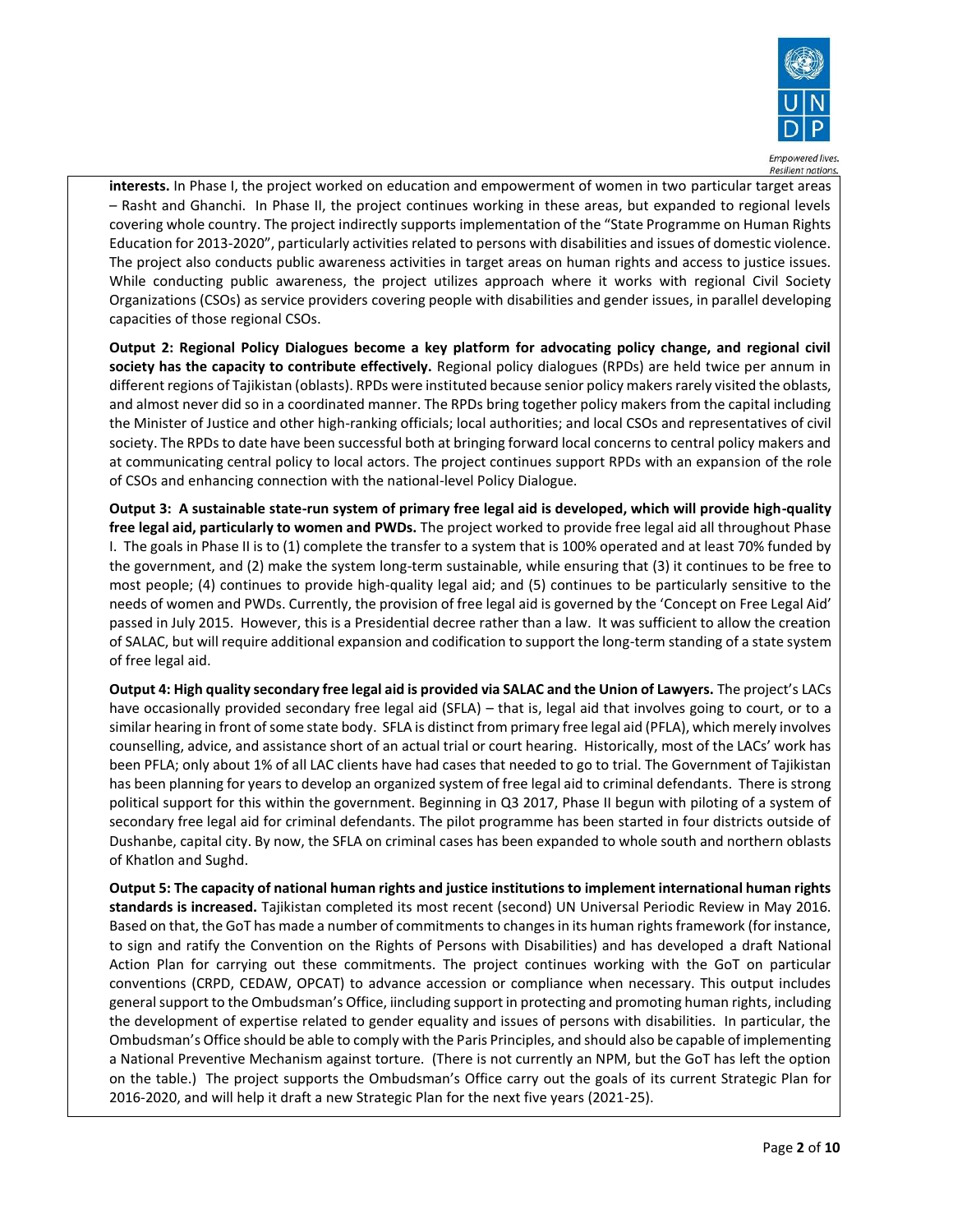**interests.** In Phase I, the project worked on education and empowerment of women in two particular target areas – Rasht and Ghanchi. In Phase II, the project continues working in these areas, but expanded to regional levels covering whole country. The project indirectly supports implementation of the "State Programme on Human Rights Education for 2013-2020", particularly activities related to persons with disabilities and issues of domestic violence. The project also conducts public awareness activities in target areas on human rights and access to justice issues. While conducting public awareness, the project utilizes approach where it works with regional Civil Society Organizations (CSOs) as service providers covering people with disabilities and gender issues, in parallel developing capacities of those regional CSOs.

**Output 2: Regional Policy Dialogues become a key platform for advocating policy change, and regional civil society has the capacity to contribute effectively.** Regional policy dialogues (RPDs) are held twice per annum in different regions of Tajikistan (oblasts). RPDs were instituted because senior policy makers rarely visited the oblasts, and almost never did so in a coordinated manner. The RPDs bring together policy makers from the capital including the Minister of Justice and other high-ranking officials; local authorities; and local CSOs and representatives of civil society. The RPDs to date have been successful both at bringing forward local concerns to central policy makers and at communicating central policy to local actors. The project continues support RPDs with an expansion of the role of CSOs and enhancing connection with the national-level Policy Dialogue.

**Output 3: A sustainable state-run system of primary free legal aid is developed, which will provide high-quality free legal aid, particularly to women and PWDs.** The project worked to provide free legal aid all throughout Phase I. The goals in Phase II is to (1) complete the transfer to a system that is 100% operated and at least 70% funded by the government, and (2) make the system long-term sustainable, while ensuring that (3) it continues to be free to most people; (4) continues to provide high-quality legal aid; and (5) continues to be particularly sensitive to the needs of women and PWDs. Currently, the provision of free legal aid is governed by the 'Concept on Free Legal Aid' passed in July 2015. However, this is a Presidential decree rather than a law. It was sufficient to allow the creation of SALAC, but will require additional expansion and codification to support the long-term standing of a state system of free legal aid.

**Output 4: High quality secondary free legal aid is provided via SALAC and the Union of Lawyers.** The project's LACs have occasionally provided secondary free legal aid (SFLA) – that is, legal aid that involves going to court, or to a similar hearing in front of some state body. SFLA is distinct from primary free legal aid (PFLA), which merely involves counselling, advice, and assistance short of an actual trial or court hearing. Historically, most of the LACs' work has been PFLA; only about 1% of all LAC clients have had cases that needed to go to trial. The Government of Tajikistan has been planning for years to develop an organized system of free legal aid to criminal defendants. There is strong political support for this within the government. Beginning in Q3 2017, Phase II begun with piloting of a system of secondary free legal aid for criminal defendants. The pilot programme has been started in four districts outside of Dushanbe, capital city. By now, the SFLA on criminal cases has been expanded to whole south and northern oblasts of Khatlon and Sughd.

**Output 5: The capacity of national human rights and justice institutions to implement international human rights standards is increased.** Tajikistan completed its most recent (second) UN Universal Periodic Review in May 2016. Based on that, the GoT has made a number of commitments to changes in its human rights framework (for instance, to sign and ratify the Convention on the Rights of Persons with Disabilities) and has developed a draft National Action Plan for carrying out these commitments. The project continues working with the GoT on particular conventions (CRPD, CEDAW, OPCAT) to advance accession or compliance when necessary. This output includes general support to the Ombudsman's Office, iincluding support in protecting and promoting human rights, including the development of expertise related to gender equality and issues of persons with disabilities. In particular, the Ombudsman's Office should be able to comply with the Paris Principles, and should also be capable of implementing a National Preventive Mechanism against torture. (There is not currently an NPM, but the GoT has left the option on the table.) The project supports the Ombudsman's Office carry out the goals of its current Strategic Plan for 2016-2020, and will help it draft a new Strategic Plan for the next five years (2021-25).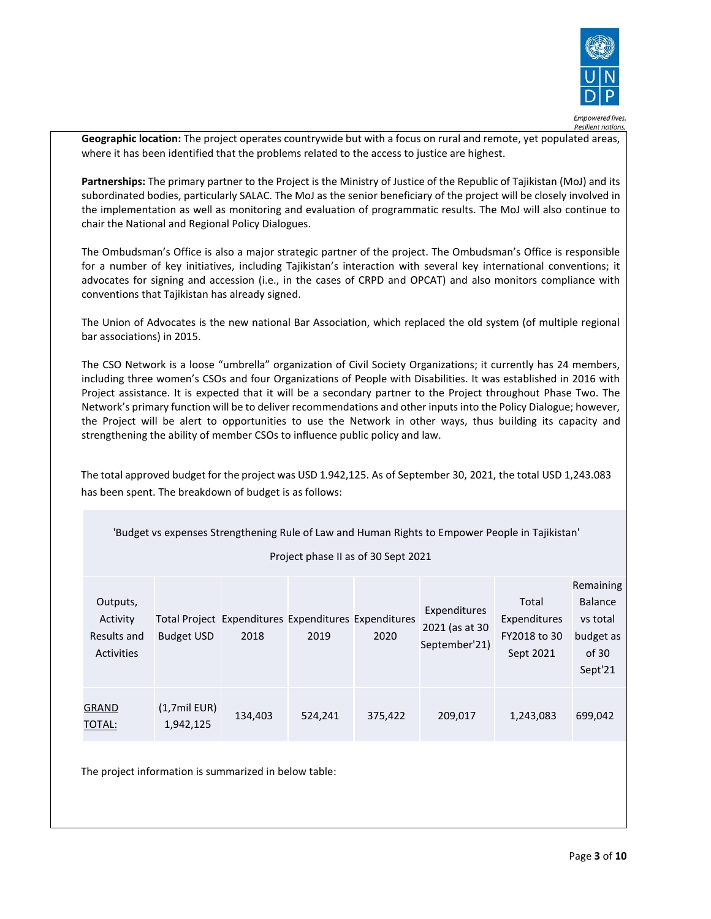**Geographic location:** The project operates countrywide but with a focus on rural and remote, yet populated areas, where it has been identified that the problems related to the access to justice are highest.

**Partnerships:** The primary partner to the Project is the Ministry of Justice of the Republic of Tajikistan (MoJ) and its subordinated bodies, particularly SALAC. The MoJ as the senior beneficiary of the project will be closely involved in the implementation as well as monitoring and evaluation of programmatic results. The MoJ will also continue to chair the National and Regional Policy Dialogues.

The Ombudsman's Office is also a major strategic partner of the project. The Ombudsman's Office is responsible for a number of key initiatives, including Tajikistan's interaction with several key international conventions; it advocates for signing and accession (i.e., in the cases of CRPD and OPCAT) and also monitors compliance with conventions that Tajikistan has already signed.

The Union of Advocates is the new national Bar Association, which replaced the old system (of multiple regional bar associations) in 2015.

The CSO Network is a loose "umbrella" organization of Civil Society Organizations; it currently has 24 members, including three women's CSOs and four Organizations of People with Disabilities. It was established in 2016 with Project assistance. It is expected that it will be a secondary partner to the Project throughout Phase Two. The Network's primary function will be to deliver recommendations and other inputs into the Policy Dialogue; however, the Project will be alert to opportunities to use the Network in other ways, thus building its capacity and strengthening the ability of member CSOs to influence public policy and law.

The total approved budget for the project was USD 1.942,125. As of September 30, 2021, the total USD 1,243.083 has been spent. The breakdown of budget is as follows:

'Budget vs expenses Strengthening Rule of Law and Human Rights to Empower People in Tajikistan'

Project phase II as of 30 Sept 2021

| Outputs, Activity Results and Activities | Total Project Budget USD | Expenditures 2018 | Expenditures 2019 | Expenditures 2020 | Expenditures 2021 (as at 30 September'21) | Total Expenditures FY2018 to 30 Sept 2021 | Remaining Balance vs total budget as of 30 Sept'21 |
|---|---|---|---|---|---|---|---|
| GRAND TOTAL: | (1,7mil EUR) 1,942,125 | 134,403 | 524,241 | 375,422 | 209,017 | 1,243,083 | 699,042 |

The project information is summarized in below table: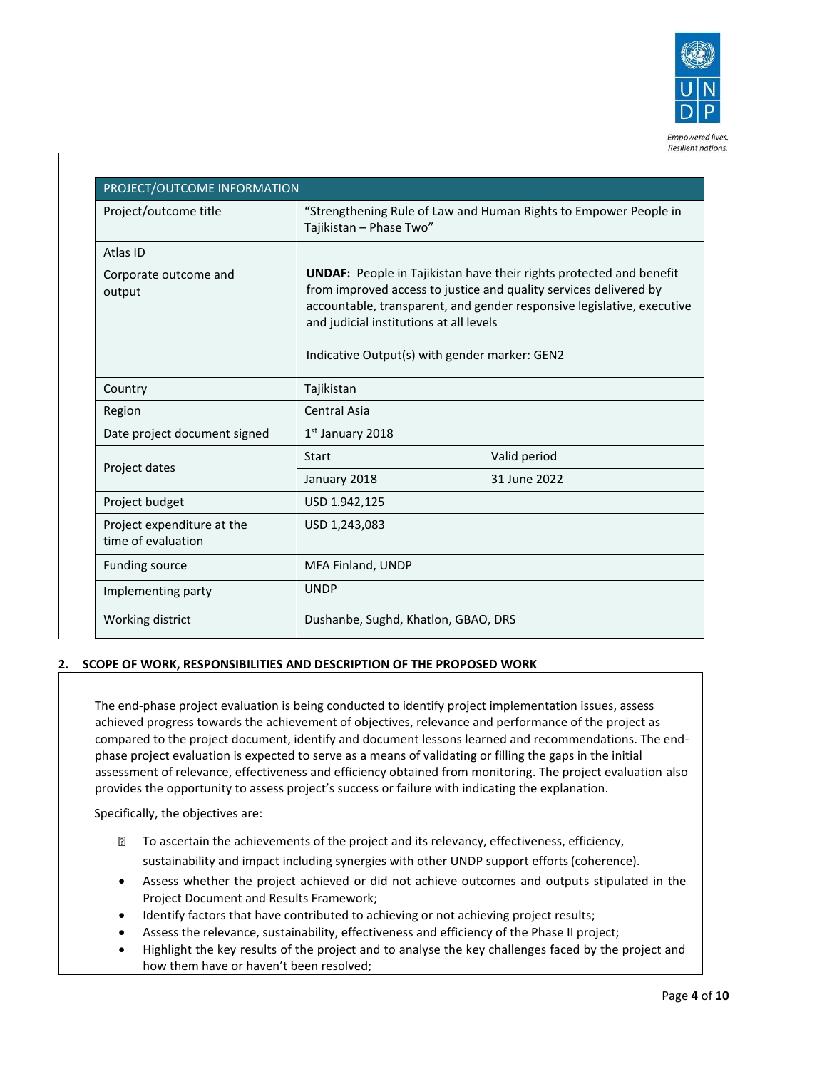| PROJECT/OUTCOME INFORMATION | | |
|---|---|---|
| Project/outcome title | "Strengthening Rule of Law and Human Rights to Empower People in Tajikistan – Phase Two" | |
| Atlas ID | | |
| Corporate outcome and output | **UNDAF:** People in Tajikistan have their rights protected and benefit from improved access to justice and quality services delivered by accountable, transparent, and gender responsive legislative, executive and judicial institutions at all levels<br><br>Indicative Output(s) with gender marker: GEN2 | |
| Country | Tajikistan | |
| Region | Central Asia | |
| Date project document signed | 1st January 2018 | |
| Project dates | Start | Valid period |
| | January 2018 | 31 June 2022 |
| Project budget | USD 1.942,125 | |
| Project expenditure at the time of evaluation | USD 1,243,083 | |
| Funding source | MFA Finland, UNDP | |
| Implementing party | UNDP | |
| Working district | Dushanbe, Sughd, Khatlon, GBAO, DRS | |

## 2. SCOPE OF WORK, RESPONSIBILITIES AND DESCRIPTION OF THE PROPOSED WORK

The end-phase project evaluation is being conducted to identify project implementation issues, assess achieved progress towards the achievement of objectives, relevance and performance of the project as compared to the project document, identify and document lessons learned and recommendations. The end-phase project evaluation is expected to serve as a means of validating or filling the gaps in the initial assessment of relevance, effectiveness and efficiency obtained from monitoring. The project evaluation also provides the opportunity to assess project's success or failure with indicating the explanation.

Specifically, the objectives are:

- To ascertain the achievements of the project and its relevancy, effectiveness, efficiency, sustainability and impact including synergies with other UNDP support efforts (coherence).
- Assess whether the project achieved or did not achieve outcomes and outputs stipulated in the Project Document and Results Framework;
- Identify factors that have contributed to achieving or not achieving project results;
- Assess the relevance, sustainability, effectiveness and efficiency of the Phase II project;
- Highlight the key results of the project and to analyse the key challenges faced by the project and how them have or haven't been resolved;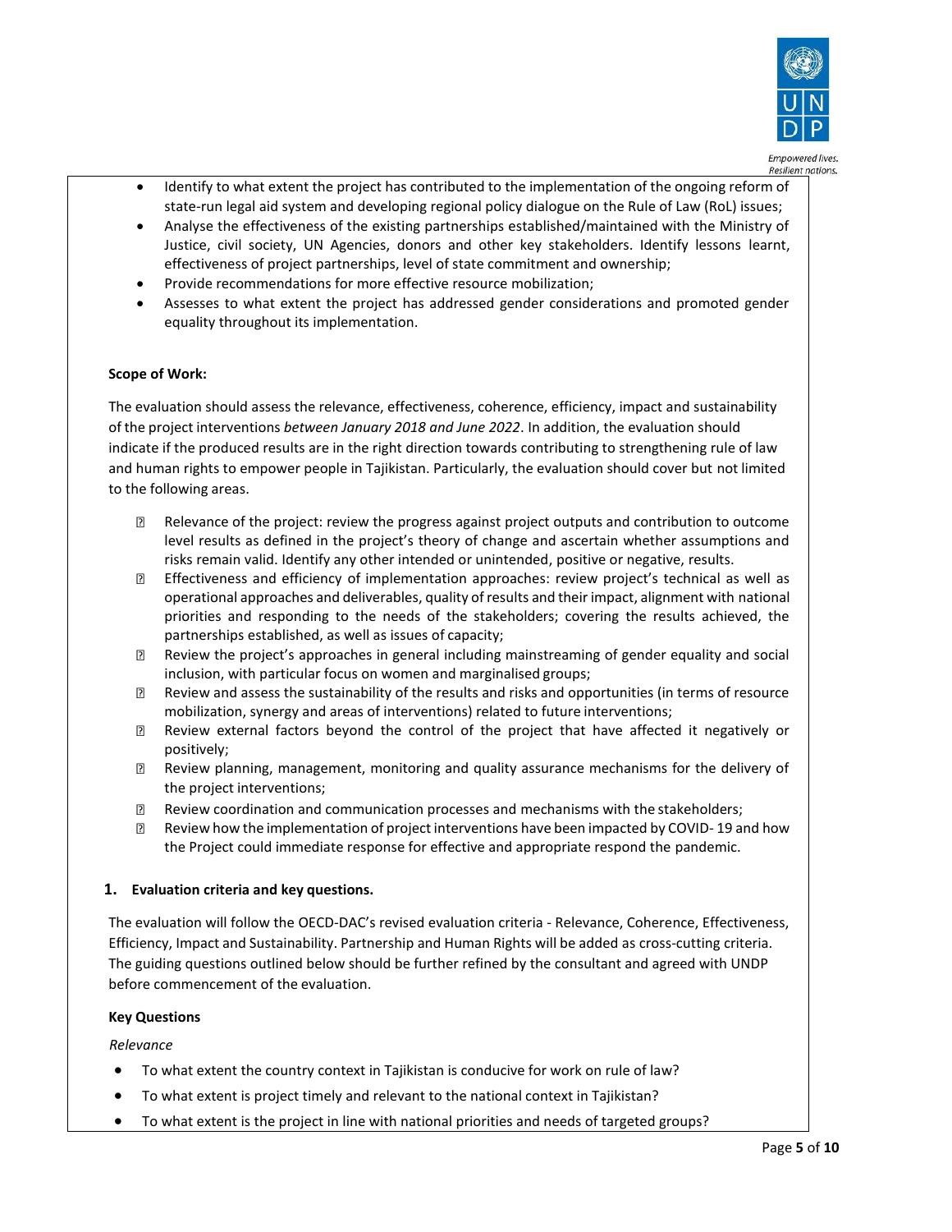- Identify to what extent the project has contributed to the implementation of the ongoing reform of state-run legal aid system and developing regional policy dialogue on the Rule of Law (RoL) issues;
- Analyse the effectiveness of the existing partnerships established/maintained with the Ministry of Justice, civil society, UN Agencies, donors and other key stakeholders. Identify lessons learnt, effectiveness of project partnerships, level of state commitment and ownership;
- Provide recommendations for more effective resource mobilization;
- Assesses to what extent the project has addressed gender considerations and promoted gender equality throughout its implementation.

**Scope of Work:**

The evaluation should assess the relevance, effectiveness, coherence, efficiency, impact and sustainability of the project interventions *between January 2018 and June 2022*. In addition, the evaluation should indicate if the produced results are in the right direction towards contributing to strengthening rule of law and human rights to empower people in Tajikistan. Particularly, the evaluation should cover but not limited to the following areas.

- Relevance of the project: review the progress against project outputs and contribution to outcome level results as defined in the project's theory of change and ascertain whether assumptions and risks remain valid. Identify any other intended or unintended, positive or negative, results.
- Effectiveness and efficiency of implementation approaches: review project's technical as well as operational approaches and deliverables, quality of results and their impact, alignment with national priorities and responding to the needs of the stakeholders; covering the results achieved, the partnerships established, as well as issues of capacity;
- Review the project's approaches in general including mainstreaming of gender equality and social inclusion, with particular focus on women and marginalised groups;
- Review and assess the sustainability of the results and risks and opportunities (in terms of resource mobilization, synergy and areas of interventions) related to future interventions;
- Review external factors beyond the control of the project that have affected it negatively or positively;
- Review planning, management, monitoring and quality assurance mechanisms for the delivery of the project interventions;
- Review coordination and communication processes and mechanisms with the stakeholders;
- Review how the implementation of project interventions have been impacted by COVID- 19 and how the Project could immediate response for effective and appropriate respond the pandemic.

### 1. Evaluation criteria and key questions.

The evaluation will follow the OECD-DAC's revised evaluation criteria - Relevance, Coherence, Effectiveness, Efficiency, Impact and Sustainability. Partnership and Human Rights will be added as cross-cutting criteria. The guiding questions outlined below should be further refined by the consultant and agreed with UNDP before commencement of the evaluation.

**Key Questions**

*Relevance*

- To what extent the country context in Tajikistan is conducive for work on rule of law?
- To what extent is project timely and relevant to the national context in Tajikistan?
- To what extent is the project in line with national priorities and needs of targeted groups?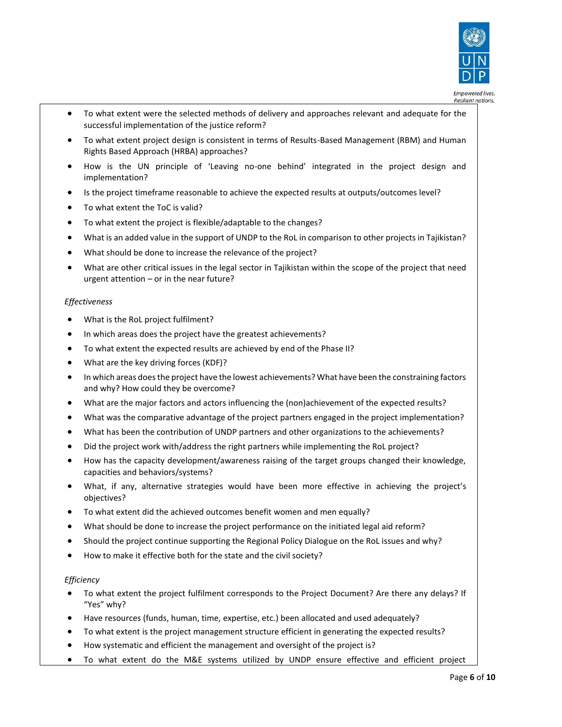- To what extent were the selected methods of delivery and approaches relevant and adequate for the successful implementation of the justice reform?
- To what extent project design is consistent in terms of Results-Based Management (RBM) and Human Rights Based Approach (HRBA) approaches?
- How is the UN principle of 'Leaving no-one behind' integrated in the project design and implementation?
- Is the project timeframe reasonable to achieve the expected results at outputs/outcomes level?
- To what extent the ToC is valid?
- To what extent the project is flexible/adaptable to the changes?
- What is an added value in the support of UNDP to the RoL in comparison to other projects in Tajikistan?
- What should be done to increase the relevance of the project?
- What are other critical issues in the legal sector in Tajikistan within the scope of the project that need urgent attention – or in the near future?

*Effectiveness*

- What is the RoL project fulfilment?
- In which areas does the project have the greatest achievements?
- To what extent the expected results are achieved by end of the Phase II?
- What are the key driving forces (KDF)?
- In which areas does the project have the lowest achievements? What have been the constraining factors and why? How could they be overcome?
- What are the major factors and actors influencing the (non)achievement of the expected results?
- What was the comparative advantage of the project partners engaged in the project implementation?
- What has been the contribution of UNDP partners and other organizations to the achievements?
- Did the project work with/address the right partners while implementing the RoL project?
- How has the capacity development/awareness raising of the target groups changed their knowledge, capacities and behaviors/systems?
- What, if any, alternative strategies would have been more effective in achieving the project's objectives?
- To what extent did the achieved outcomes benefit women and men equally?
- What should be done to increase the project performance on the initiated legal aid reform?
- Should the project continue supporting the Regional Policy Dialogue on the RoL issues and why?
- How to make it effective both for the state and the civil society?

*Efficiency*

- To what extent the project fulfilment corresponds to the Project Document? Are there any delays? If "Yes" why?
- Have resources (funds, human, time, expertise, etc.) been allocated and used adequately?
- To what extent is the project management structure efficient in generating the expected results?
- How systematic and efficient the management and oversight of the project is?
- To what extent do the M&E systems utilized by UNDP ensure effective and efficient project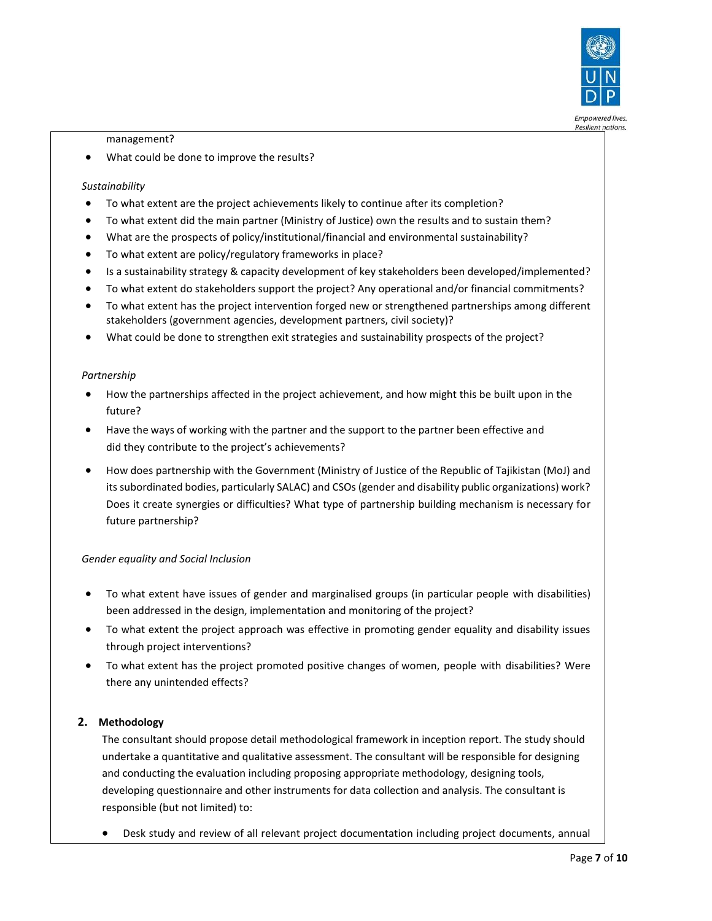management?

- What could be done to improve the results?

*Sustainability*

- To what extent are the project achievements likely to continue after its completion?
- To what extent did the main partner (Ministry of Justice) own the results and to sustain them?
- What are the prospects of policy/institutional/financial and environmental sustainability?
- To what extent are policy/regulatory frameworks in place?
- Is a sustainability strategy & capacity development of key stakeholders been developed/implemented?
- To what extent do stakeholders support the project? Any operational and/or financial commitments?
- To what extent has the project intervention forged new or strengthened partnerships among different stakeholders (government agencies, development partners, civil society)?
- What could be done to strengthen exit strategies and sustainability prospects of the project?

*Partnership*

- How the partnerships affected in the project achievement, and how might this be built upon in the future?
- Have the ways of working with the partner and the support to the partner been effective and did they contribute to the project's achievements?
- How does partnership with the Government (Ministry of Justice of the Republic of Tajikistan (MoJ) and its subordinated bodies, particularly SALAC) and CSOs (gender and disability public organizations) work? Does it create synergies or difficulties? What type of partnership building mechanism is necessary for future partnership?

*Gender equality and Social Inclusion*

- To what extent have issues of gender and marginalised groups (in particular people with disabilities) been addressed in the design, implementation and monitoring of the project?
- To what extent the project approach was effective in promoting gender equality and disability issues through project interventions?
- To what extent has the project promoted positive changes of women, people with disabilities? Were there any unintended effects?

## 2. Methodology

The consultant should propose detail methodological framework in inception report. The study should undertake a quantitative and qualitative assessment. The consultant will be responsible for designing and conducting the evaluation including proposing appropriate methodology, designing tools, developing questionnaire and other instruments for data collection and analysis. The consultant is responsible (but not limited) to:

- Desk study and review of all relevant project documentation including project documents, annual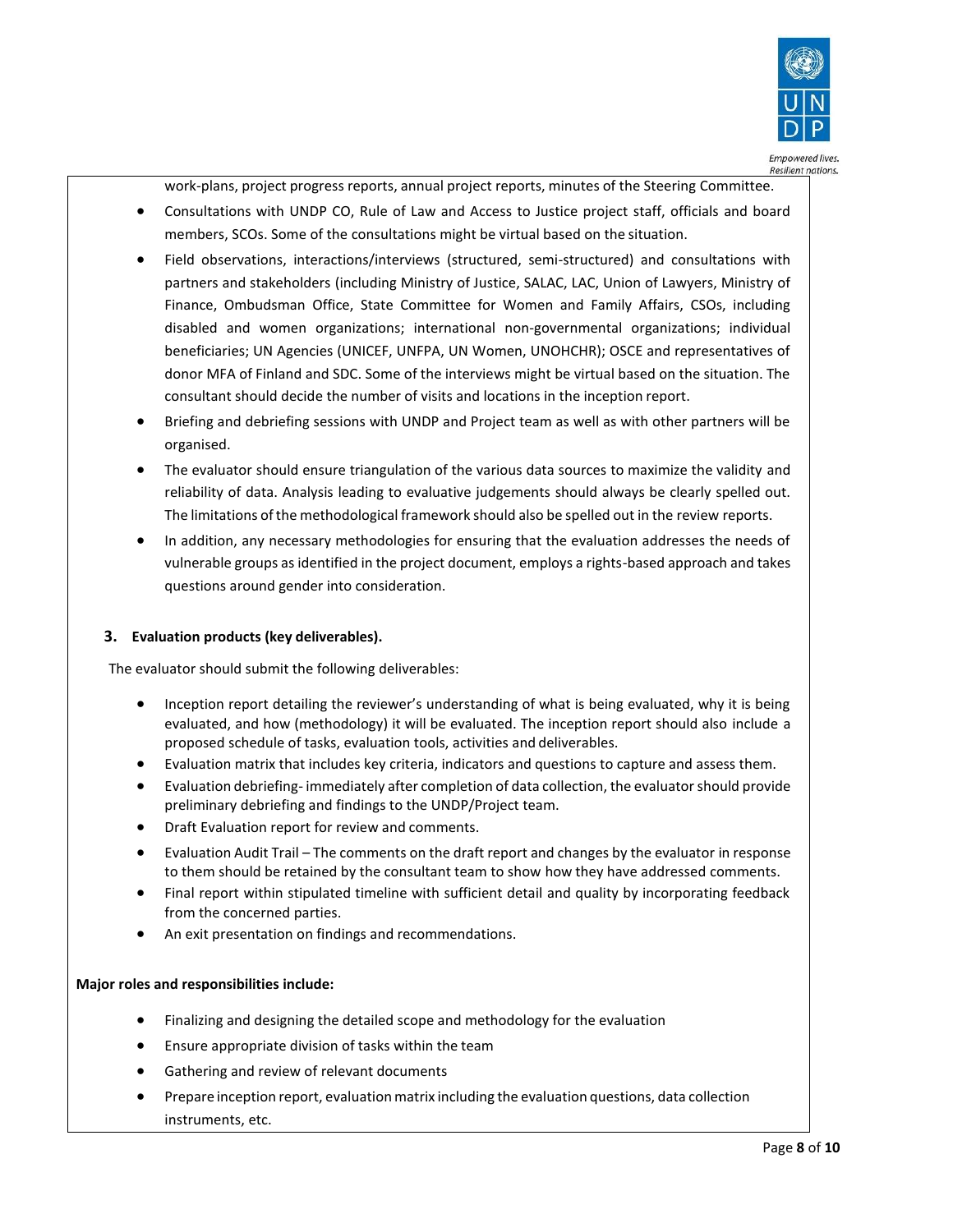work-plans, project progress reports, annual project reports, minutes of the Steering Committee.

- Consultations with UNDP CO, Rule of Law and Access to Justice project staff, officials and board members, SCOs. Some of the consultations might be virtual based on the situation.
- Field observations, interactions/interviews (structured, semi-structured) and consultations with partners and stakeholders (including Ministry of Justice, SALAC, LAC, Union of Lawyers, Ministry of Finance, Ombudsman Office, State Committee for Women and Family Affairs, CSOs, including disabled and women organizations; international non-governmental organizations; individual beneficiaries; UN Agencies (UNICEF, UNFPA, UN Women, UNOHCHR); OSCE and representatives of donor MFA of Finland and SDC. Some of the interviews might be virtual based on the situation. The consultant should decide the number of visits and locations in the inception report.
- Briefing and debriefing sessions with UNDP and Project team as well as with other partners will be organised.
- The evaluator should ensure triangulation of the various data sources to maximize the validity and reliability of data. Analysis leading to evaluative judgements should always be clearly spelled out. The limitations of the methodological framework should also be spelled out in the review reports.
- In addition, any necessary methodologies for ensuring that the evaluation addresses the needs of vulnerable groups as identified in the project document, employs a rights-based approach and takes questions around gender into consideration.

### 3. Evaluation products (key deliverables).

The evaluator should submit the following deliverables:

- Inception report detailing the reviewer's understanding of what is being evaluated, why it is being evaluated, and how (methodology) it will be evaluated. The inception report should also include a proposed schedule of tasks, evaluation tools, activities and deliverables.
- Evaluation matrix that includes key criteria, indicators and questions to capture and assess them.
- Evaluation debriefing- immediately after completion of data collection, the evaluator should provide preliminary debriefing and findings to the UNDP/Project team.
- Draft Evaluation report for review and comments.
- Evaluation Audit Trail – The comments on the draft report and changes by the evaluator in response to them should be retained by the consultant team to show how they have addressed comments.
- Final report within stipulated timeline with sufficient detail and quality by incorporating feedback from the concerned parties.
- An exit presentation on findings and recommendations.

**Major roles and responsibilities include:**

- Finalizing and designing the detailed scope and methodology for the evaluation
- Ensure appropriate division of tasks within the team
- Gathering and review of relevant documents
- Prepare inception report, evaluation matrix including the evaluation questions, data collection instruments, etc.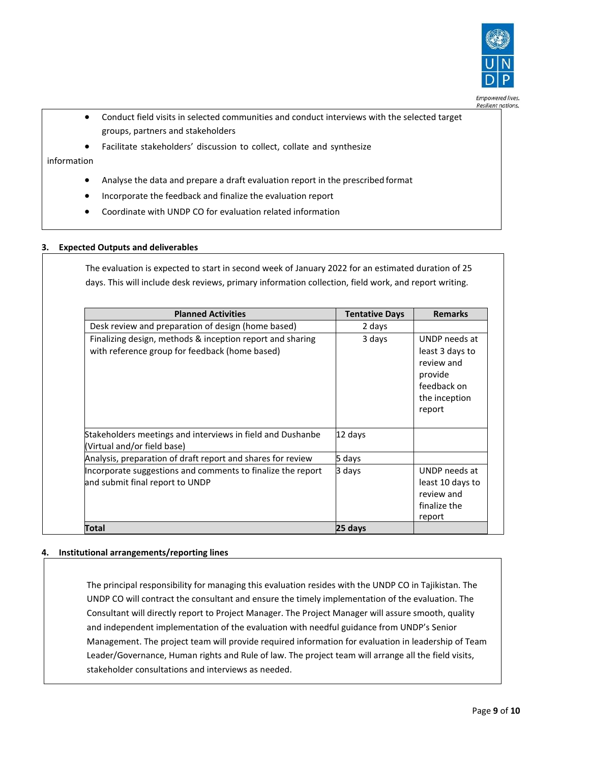- Conduct field visits in selected communities and conduct interviews with the selected target groups, partners and stakeholders
- Facilitate stakeholders' discussion to collect, collate and synthesize information
- Analyse the data and prepare a draft evaluation report in the prescribed format
- Incorporate the feedback and finalize the evaluation report
- Coordinate with UNDP CO for evaluation related information

### 3. Expected Outputs and deliverables

The evaluation is expected to start in second week of January 2022 for an estimated duration of 25 days. This will include desk reviews, primary information collection, field work, and report writing.

| Planned Activities | Tentative Days | Remarks |
|---|---|---|
| Desk review and preparation of design (home based) | 2 days | |
| Finalizing design, methods & inception report and sharing with reference group for feedback (home based) | 3 days | UNDP needs at least 3 days to review and provide feedback on the inception report |
| Stakeholders meetings and interviews in field and Dushanbe (Virtual and/or field base) | 12 days | |
| Analysis, preparation of draft report and shares for review | 5 days | |
| Incorporate suggestions and comments to finalize the report and submit final report to UNDP | 3 days | UNDP needs at least 10 days to review and finalize the report |
| **Total** | **25 days** | |

### 4. Institutional arrangements/reporting lines

The principal responsibility for managing this evaluation resides with the UNDP CO in Tajikistan. The UNDP CO will contract the consultant and ensure the timely implementation of the evaluation. The Consultant will directly report to Project Manager. The Project Manager will assure smooth, quality and independent implementation of the evaluation with needful guidance from UNDP's Senior Management. The project team will provide required information for evaluation in leadership of Team Leader/Governance, Human rights and Rule of law. The project team will arrange all the field visits, stakeholder consultations and interviews as needed.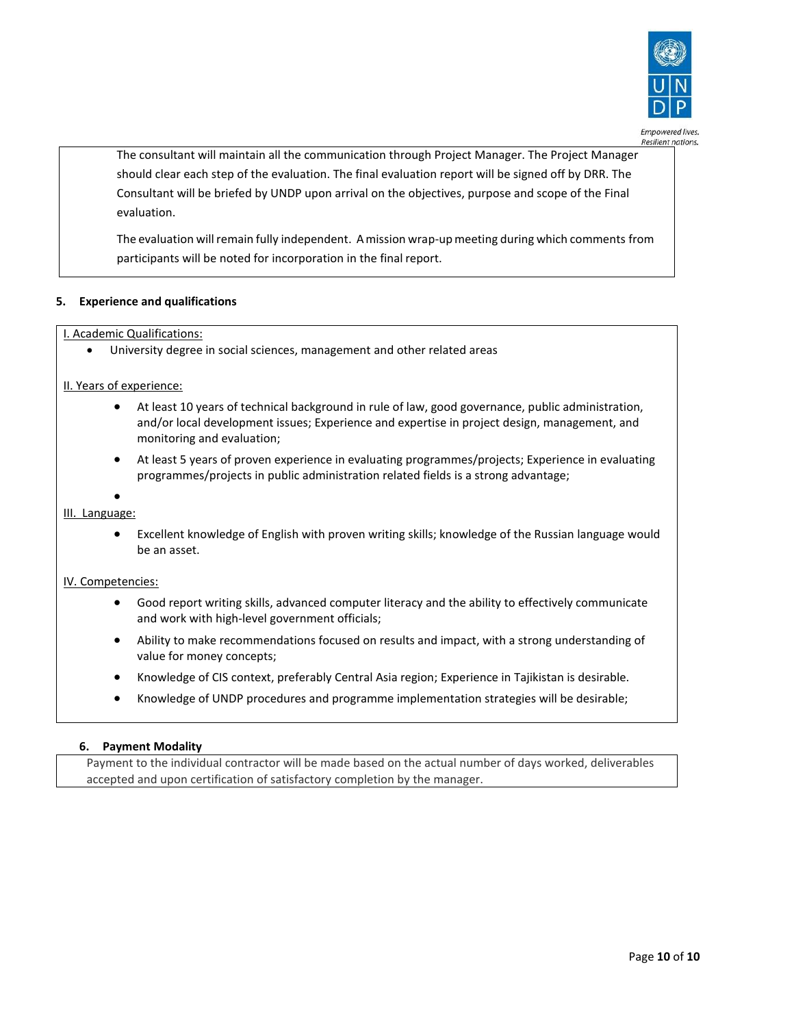The consultant will maintain all the communication through Project Manager. The Project Manager should clear each step of the evaluation. The final evaluation report will be signed off by DRR. The Consultant will be briefed by UNDP upon arrival on the objectives, purpose and scope of the Final evaluation.

The evaluation will remain fully independent. A mission wrap-up meeting during which comments from participants will be noted for incorporation in the final report.

## 5. Experience and qualifications

I. Academic Qualifications:

- University degree in social sciences, management and other related areas

II. Years of experience:

- At least 10 years of technical background in rule of law, good governance, public administration, and/or local development issues; Experience and expertise in project design, management, and monitoring and evaluation;
- At least 5 years of proven experience in evaluating programmes/projects; Experience in evaluating programmes/projects in public administration related fields is a strong advantage;

III. Language:

- Excellent knowledge of English with proven writing skills; knowledge of the Russian language would be an asset.

IV. Competencies:

- Good report writing skills, advanced computer literacy and the ability to effectively communicate and work with high-level government officials;
- Ability to make recommendations focused on results and impact, with a strong understanding of value for money concepts;
- Knowledge of CIS context, preferably Central Asia region; Experience in Tajikistan is desirable.
- Knowledge of UNDP procedures and programme implementation strategies will be desirable;

## 6. Payment Modality

Payment to the individual contractor will be made based on the actual number of days worked, deliverables accepted and upon certification of satisfactory completion by the manager.